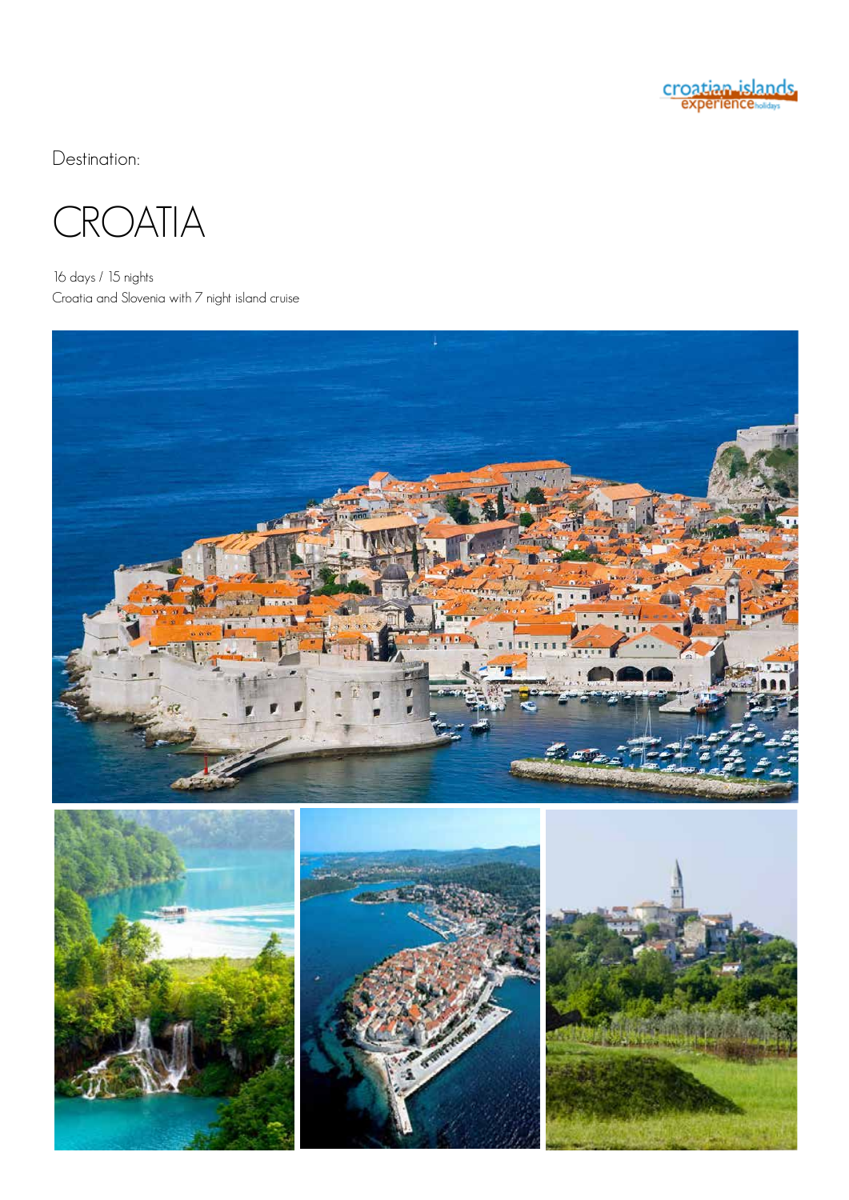croatian islands experience holidays

Destination:

# CROATIA

16 days / 15 nights

Croatia and Slovenia with 7 night island cruise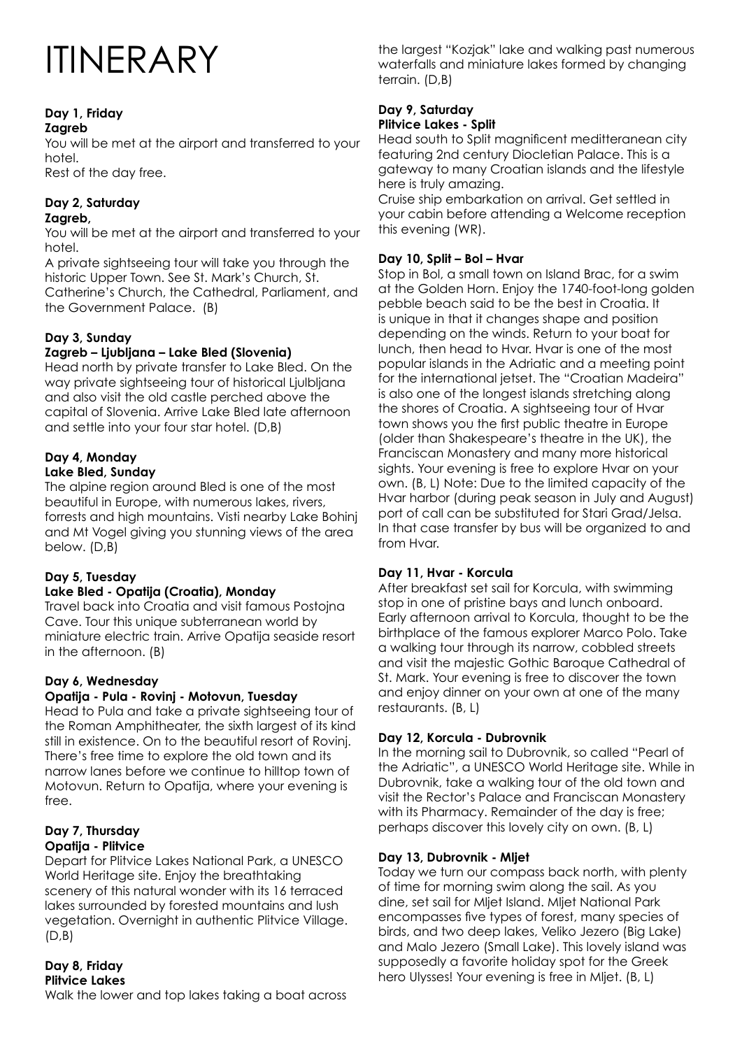# ITINERARY

**Day 1, Friday**
**Zagreb**
You will be met at the airport and transferred to your hotel.
Rest of the day free.

**Day 2, Saturday**
**Zagreb,**
You will be met at the airport and transferred to your hotel.
A private sightseeing tour will take you through the historic Upper Town. See St. Mark's Church, St. Catherine's Church, the Cathedral, Parliament, and the Government Palace. (B)

**Day 3, Sunday**
**Zagreb – Ljubljana – Lake Bled (Slovenia)**
Head north by private transfer to Lake Bled. On the way private sightseeing tour of historical Ljulbljana and also visit the old castle perched above the capital of Slovenia. Arrive Lake Bled late afternoon and settle into your four star hotel. (D,B)

**Day 4, Monday**
**Lake Bled, Sunday**
The alpine region around Bled is one of the most beautiful in Europe, with numerous lakes, rivers, forrests and high mountains. Visti nearby Lake Bohinj and Mt Vogel giving you stunning views of the area below. (D,B)

**Day 5, Tuesday**
**Lake Bled - Opatija (Croatia), Monday**
Travel back into Croatia and visit famous Postojna Cave. Tour this unique subterranean world by miniature electric train. Arrive Opatija seaside resort in the afternoon. (B)

**Day 6, Wednesday**
**Opatija - Pula - Rovinj - Motovun, Tuesday**
Head to Pula and take a private sightseeing tour of the Roman Amphitheater, the sixth largest of its kind still in existence. On to the beautiful resort of Rovinj. There's free time to explore the old town and its narrow lanes before we continue to hilltop town of Motovun. Return to Opatija, where your evening is free.

**Day 7, Thursday**
**Opatija - Plitvice**
Depart for Plitvice Lakes National Park, a UNESCO World Heritage site. Enjoy the breathtaking scenery of this natural wonder with its 16 terraced lakes surrounded by forested mountains and lush vegetation. Overnight in authentic Plitvice Village. (D,B)

**Day 8, Friday**
**Plitvice Lakes**
Walk the lower and top lakes taking a boat across the largest "Kozjak" lake and walking past numerous waterfalls and miniature lakes formed by changing terrain. (D,B)

**Day 9, Saturday**
**Plitvice Lakes - Split**
Head south to Split magnificent mediterranean city featuring 2nd century Diocletian Palace. This is a gateway to many Croatian islands and the lifestyle here is truly amazing.
Cruise ship embarkation on arrival. Get settled in your cabin before attending a Welcome reception this evening (WR).

**Day 10, Split – Bol – Hvar**
Stop in Bol, a small town on Island Brac, for a swim at the Golden Horn. Enjoy the 1740-foot-long golden pebble beach said to be the best in Croatia. It is unique in that it changes shape and position depending on the winds. Return to your boat for lunch, then head to Hvar. Hvar is one of the most popular islands in the Adriatic and a meeting point for the international jetset. The "Croatian Madeira" is also one of the longest islands stretching along the shores of Croatia. A sightseeing tour of Hvar town shows you the first public theatre in Europe (older than Shakespeare's theatre in the UK), the Franciscan Monastery and many more historical sights. Your evening is free to explore Hvar on your own. (B, L) Note: Due to the limited capacity of the Hvar harbor (during peak season in July and August) port of call can be substituted for Stari Grad/Jelsa. In that case transfer by bus will be organized to and from Hvar.

**Day 11, Hvar - Korcula**
After breakfast set sail for Korcula, with swimming stop in one of pristine bays and lunch onboard. Early afternoon arrival to Korcula, thought to be the birthplace of the famous explorer Marco Polo. Take a walking tour through its narrow, cobbled streets and visit the majestic Gothic Baroque Cathedral of St. Mark. Your evening is free to discover the town and enjoy dinner on your own at one of the many restaurants. (B, L)

**Day 12, Korcula - Dubrovnik**
In the morning sail to Dubrovnik, so called "Pearl of the Adriatic", a UNESCO World Heritage site. While in Dubrovnik, take a walking tour of the old town and visit the Rector's Palace and Franciscan Monastery with its Pharmacy. Remainder of the day is free; perhaps discover this lovely city on own. (B, L)

**Day 13, Dubrovnik - Mljet**
Today we turn our compass back north, with plenty of time for morning swim along the sail. As you dine, set sail for Mljet Island. Mljet National Park encompasses five types of forest, many species of birds, and two deep lakes, Veliko Jezero (Big Lake) and Malo Jezero (Small Lake). This lovely island was supposedly a favorite holiday spot for the Greek hero Ulysses! Your evening is free in Mljet. (B, L)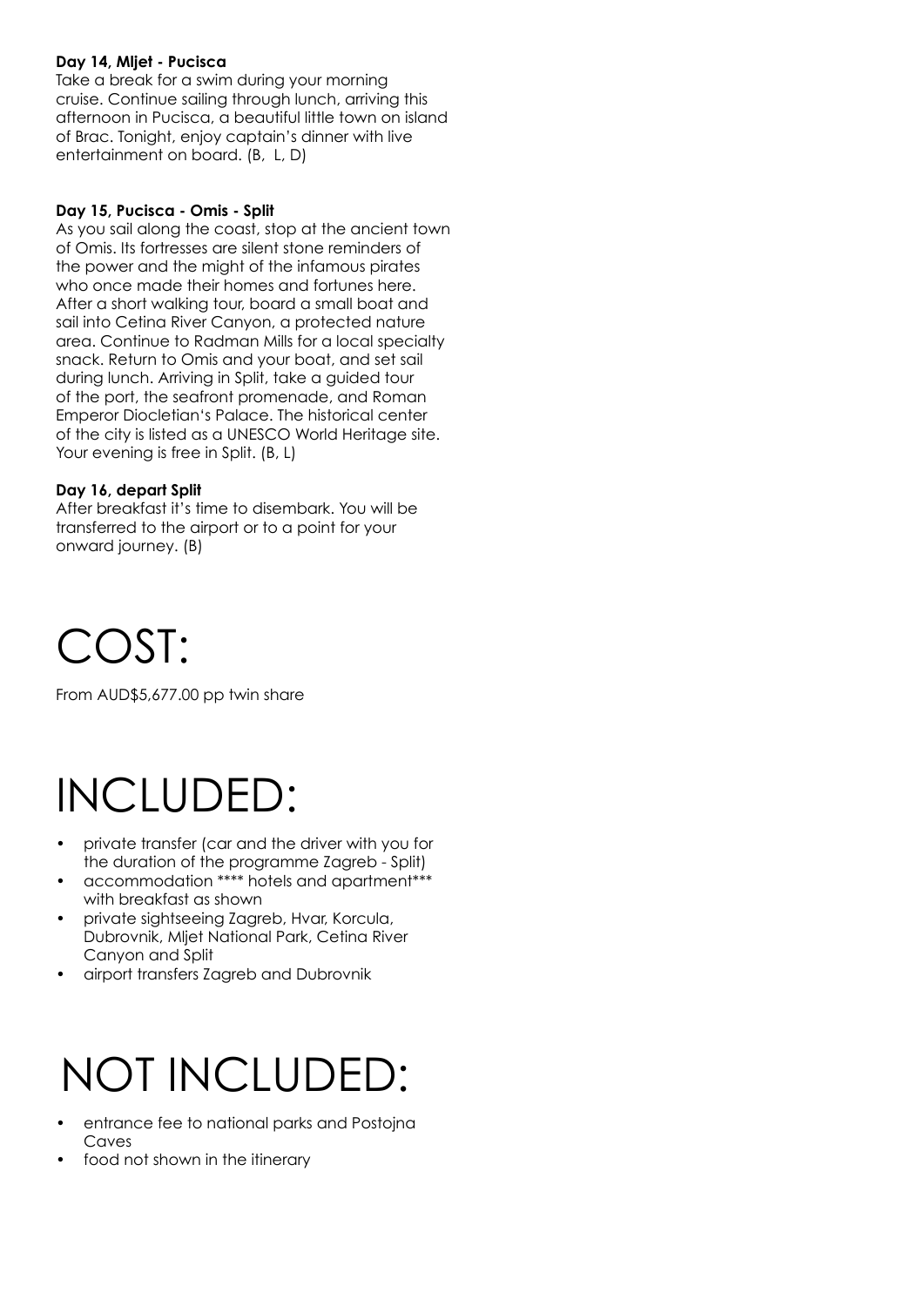**Day 14, Mljet - Pucisca**

Take a break for a swim during your morning cruise. Continue sailing through lunch, arriving this afternoon in Pucisca, a beautiful little town on island of Brac. Tonight, enjoy captain's dinner with live entertainment on board. (B,  L, D)

**Day 15, Pucisca - Omis - Split**

As you sail along the coast, stop at the ancient town of Omis. Its fortresses are silent stone reminders of the power and the might of the infamous pirates who once made their homes and fortunes here. After a short walking tour, board a small boat and sail into Cetina River Canyon, a protected nature area. Continue to Radman Mills for a local specialty snack. Return to Omis and your boat, and set sail during lunch. Arriving in Split, take a guided tour of the port, the seafront promenade, and Roman Emperor Diocletian's Palace. The historical center of the city is listed as a UNESCO World Heritage site. Your evening is free in Split. (B, L)

**Day 16, depart Split**

After breakfast it's time to disembark. You will be transferred to the airport or to a point for your onward journey. (B)

# COST:

From AUD$5,677.00 pp twin share

# INCLUDED:

- private transfer (car and the driver with you for the duration of the programme Zagreb - Split)
- accommodation **** hotels and apartment*** with breakfast as shown
- private sightseeing Zagreb, Hvar, Korcula, Dubrovnik, Mljet National Park, Cetina River Canyon and Split
- airport transfers Zagreb and Dubrovnik

# NOT INCLUDED:

- entrance fee to national parks and Postojna Caves
- food not shown in the itinerary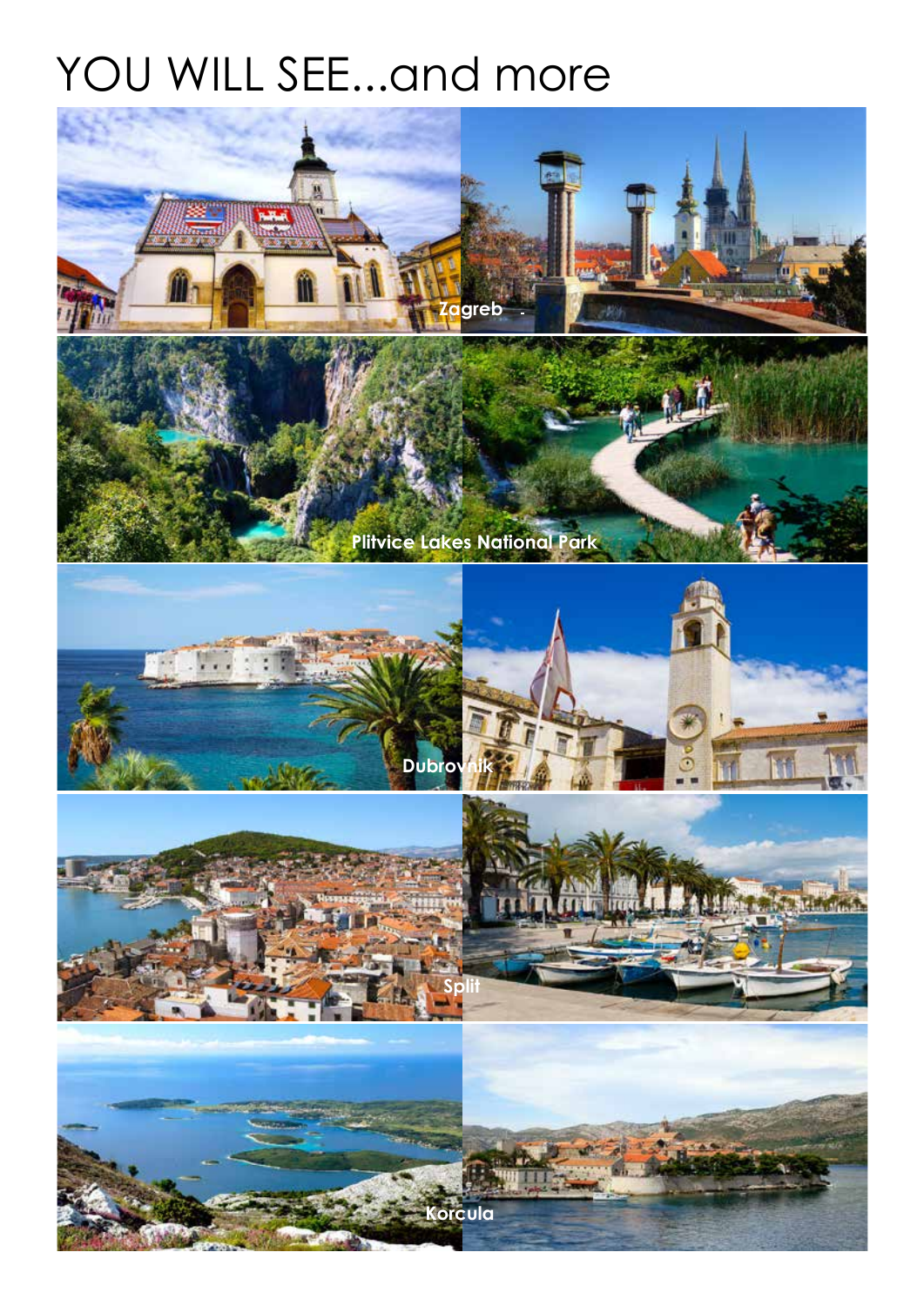# YOU WILL SEE...and more

Zagreb

Plitvice Lakes National Park

Dubrovnik

Split

Korcula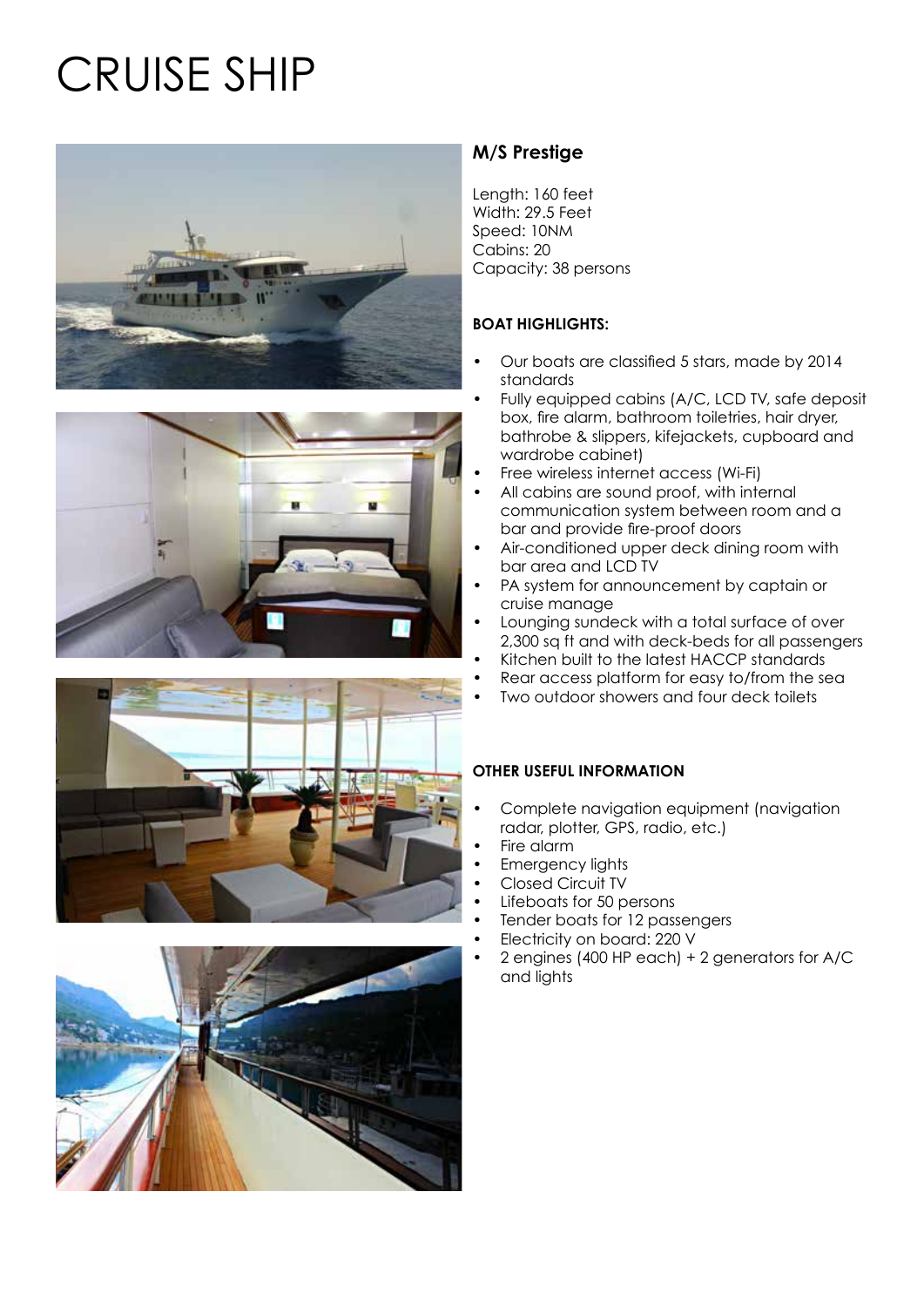# CRUISE SHIP

## M/S Prestige

Length: 160 feet
Width: 29.5 Feet
Speed: 10NM
Cabins: 20
Capacity: 38 persons

### BOAT HIGHLIGHTS:

- Our boats are classified 5 stars, made by 2014 standards
- Fully equipped cabins (A/C, LCD TV, safe deposit box, fire alarm, bathroom toiletries, hair dryer, bathrobe & slippers, kifejackets, cupboard and wardrobe cabinet)
- Free wireless internet access (Wi-Fi)
- All cabins are sound proof, with internal communication system between room and a bar and provide fire-proof doors
- Air-conditioned upper deck dining room with bar area and LCD TV
- PA system for announcement by captain or cruise manage
- Lounging sundeck with a total surface of over 2,300 sq ft and with deck-beds for all passengers
- Kitchen built to the latest HACCP standards
- Rear access platform for easy to/from the sea
- Two outdoor showers and four deck toilets

### OTHER USEFUL INFORMATION

- Complete navigation equipment (navigation radar, plotter, GPS, radio, etc.)
- Fire alarm
- Emergency lights
- Closed Circuit TV
- Lifeboats for 50 persons
- Tender boats for 12 passengers
- Electricity on board: 220 V
- 2 engines (400 HP each) + 2 generators for A/C and lights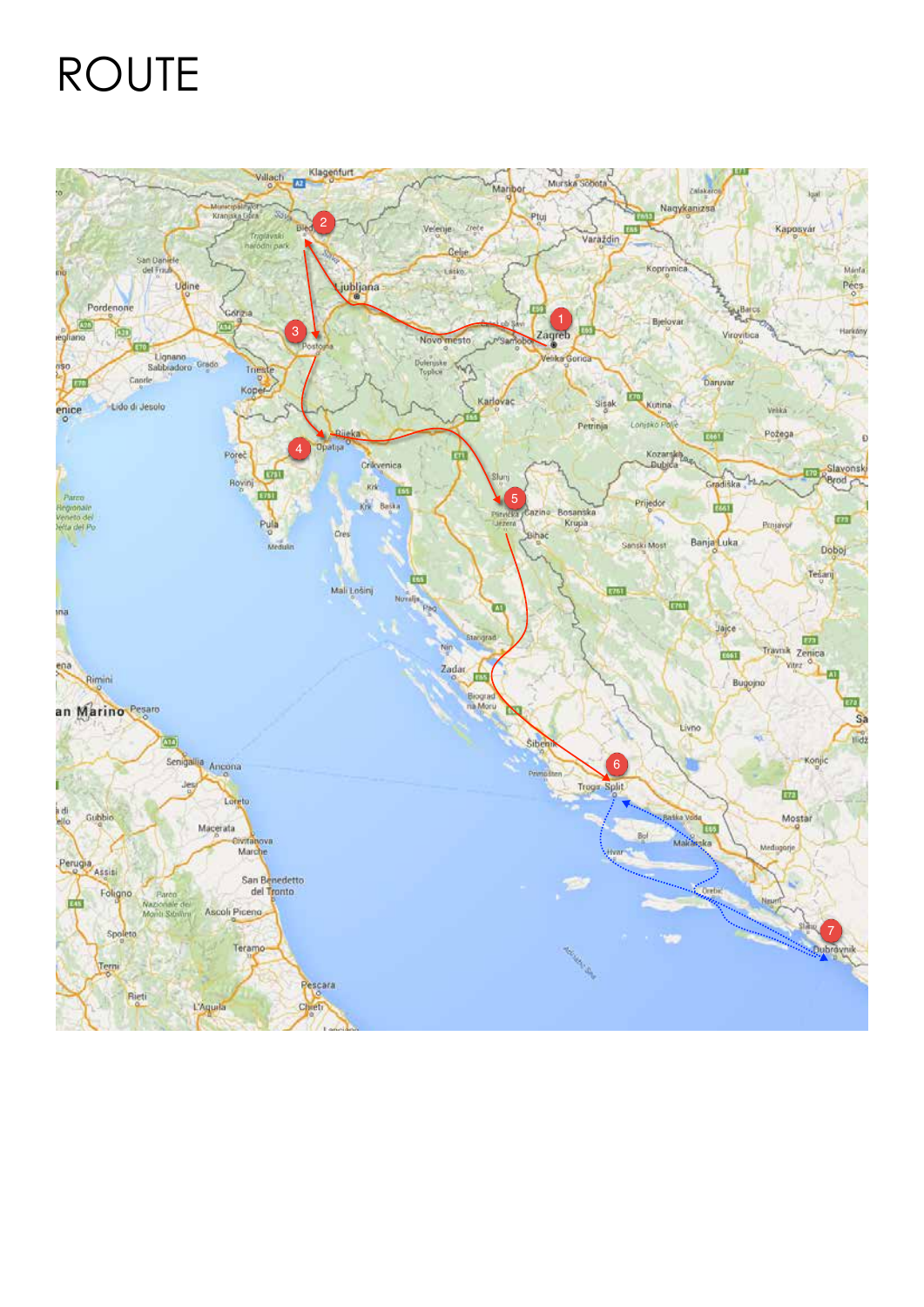# ROUTE